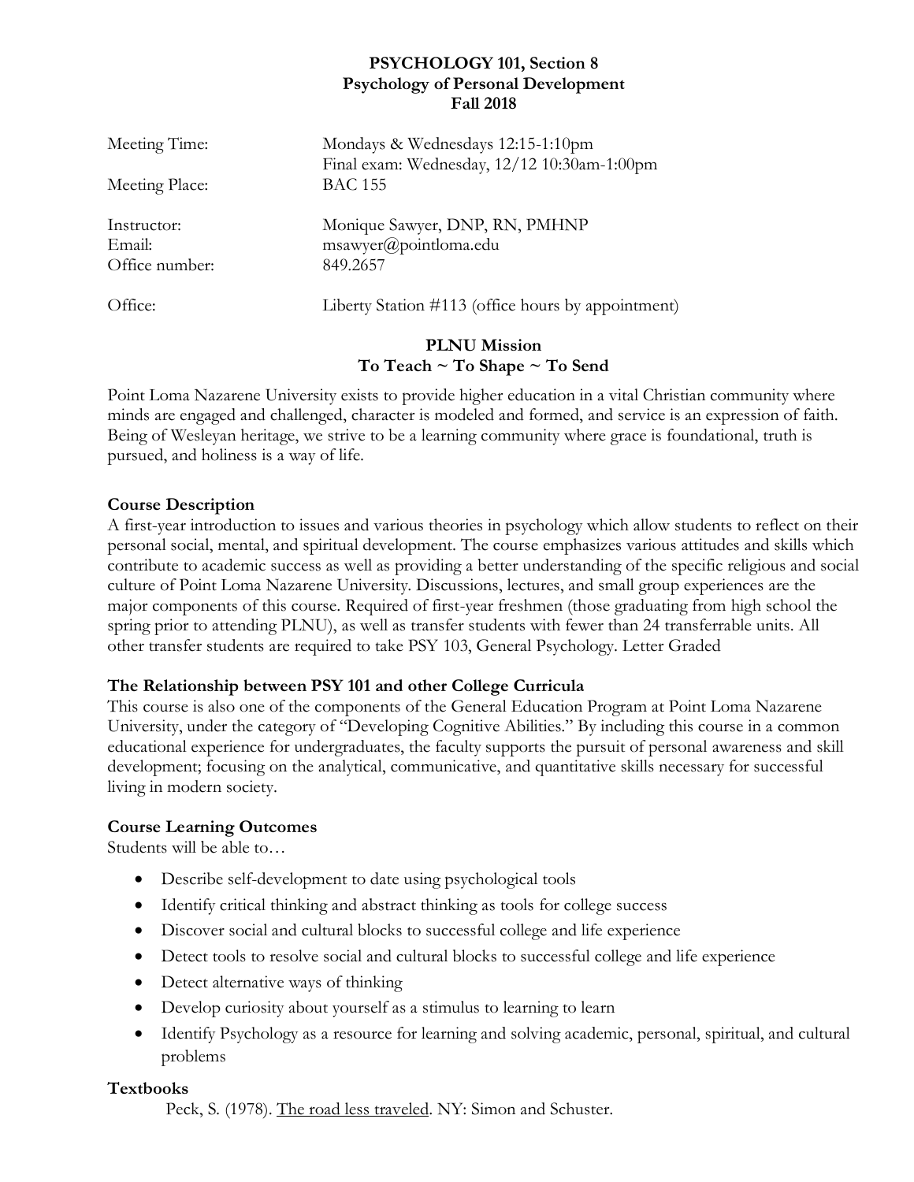# PSYCHOLOGY 101, Section 8
# Psychology of Personal Development
# Fall 2018

| | |
|---|---|
| Meeting Time: | Mondays & Wednesdays 12:15-1:10pm<br>Final exam: Wednesday, 12/12 10:30am-1:00pm |
| Meeting Place: | BAC 155 |
| Instructor: | Monique Sawyer, DNP, RN, PMHNP |
| Email: | msawyer@pointloma.edu |
| Office number: | 849.2657 |
| Office: | Liberty Station #113 (office hours by appointment) |

## PLNU Mission
## To Teach ~ To Shape ~ To Send

Point Loma Nazarene University exists to provide higher education in a vital Christian community where minds are engaged and challenged, character is modeled and formed, and service is an expression of faith. Being of Wesleyan heritage, we strive to be a learning community where grace is foundational, truth is pursued, and holiness is a way of life.

### Course Description

A first-year introduction to issues and various theories in psychology which allow students to reflect on their personal social, mental, and spiritual development. The course emphasizes various attitudes and skills which contribute to academic success as well as providing a better understanding of the specific religious and social culture of Point Loma Nazarene University. Discussions, lectures, and small group experiences are the major components of this course. Required of first-year freshmen (those graduating from high school the spring prior to attending PLNU), as well as transfer students with fewer than 24 transferrable units. All other transfer students are required to take PSY 103, General Psychology. Letter Graded

### The Relationship between PSY 101 and other College Curricula

This course is also one of the components of the General Education Program at Point Loma Nazarene University, under the category of "Developing Cognitive Abilities." By including this course in a common educational experience for undergraduates, the faculty supports the pursuit of personal awareness and skill development; focusing on the analytical, communicative, and quantitative skills necessary for successful living in modern society.

### Course Learning Outcomes

Students will be able to…

- Describe self-development to date using psychological tools
- Identify critical thinking and abstract thinking as tools for college success
- Discover social and cultural blocks to successful college and life experience
- Detect tools to resolve social and cultural blocks to successful college and life experience
- Detect alternative ways of thinking
- Develop curiosity about yourself as a stimulus to learning to learn
- Identify Psychology as a resource for learning and solving academic, personal, spiritual, and cultural problems

### Textbooks

Peck, S. (1978). The road less traveled. NY: Simon and Schuster.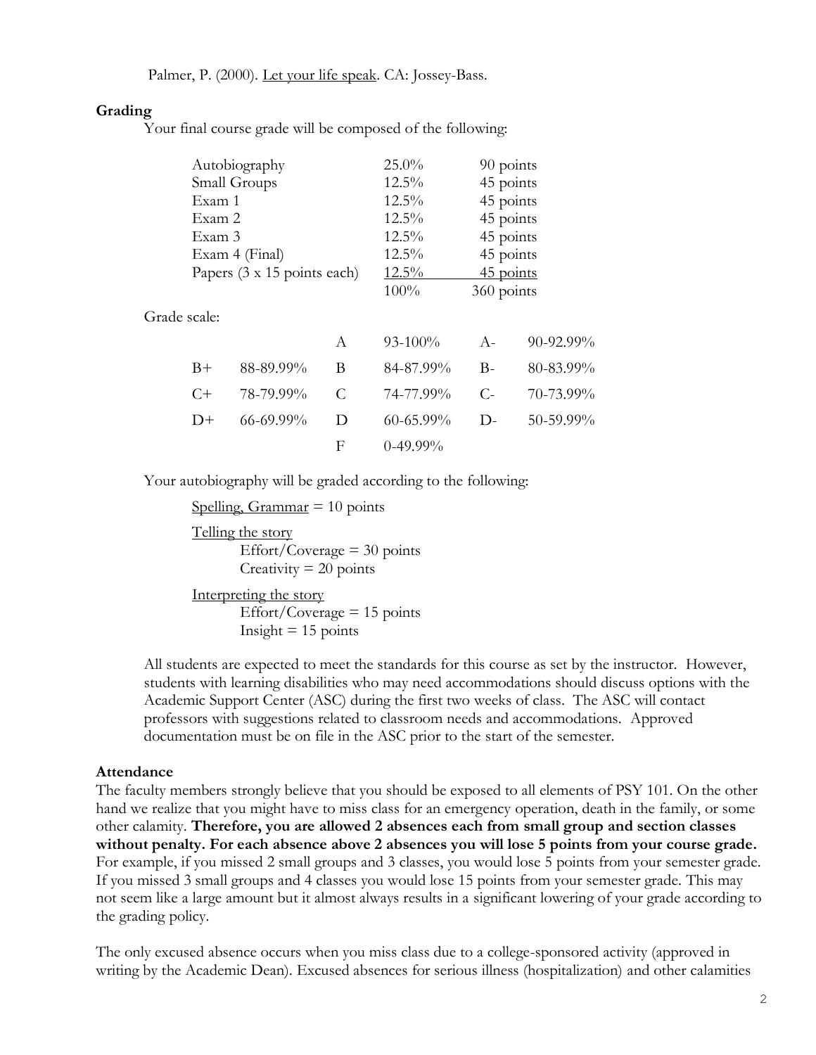Palmer, P. (2000). Let your life speak. CA: Jossey-Bass.

**Grading**

Your final course grade will be composed of the following:

| Component | Percent | Points |
|---|---|---|
| Autobiography | 25.0% | 90 points |
| Small Groups | 12.5% | 45 points |
| Exam 1 | 12.5% | 45 points |
| Exam 2 | 12.5% | 45 points |
| Exam 3 | 12.5% | 45 points |
| Exam 4 (Final) | 12.5% | 45 points |
| Papers (3 x 15 points each) | 12.5% | 45 points |
| | 100% | 360 points |

Grade scale:

| | | | | | |
|---|---|---|---|---|---|
| | | A | 93-100% | A- | 90-92.99% |
| B+ | 88-89.99% | B | 84-87.99% | B- | 80-83.99% |
| C+ | 78-79.99% | C | 74-77.99% | C- | 70-73.99% |
| D+ | 66-69.99% | D | 60-65.99% | D- | 50-59.99% |
| | | F | 0-49.99% | | |

Your autobiography will be graded according to the following:

Spelling, Grammar = 10 points

Telling the story
- Effort/Coverage = 30 points
- Creativity = 20 points

Interpreting the story
- Effort/Coverage = 15 points
- Insight = 15 points

All students are expected to meet the standards for this course as set by the instructor. However, students with learning disabilities who may need accommodations should discuss options with the Academic Support Center (ASC) during the first two weeks of class. The ASC will contact professors with suggestions related to classroom needs and accommodations. Approved documentation must be on file in the ASC prior to the start of the semester.

**Attendance**

The faculty members strongly believe that you should be exposed to all elements of PSY 101. On the other hand we realize that you might have to miss class for an emergency operation, death in the family, or some other calamity. **Therefore, you are allowed 2 absences each from small group and section classes without penalty. For each absence above 2 absences you will lose 5 points from your course grade.** For example, if you missed 2 small groups and 3 classes, you would lose 5 points from your semester grade. If you missed 3 small groups and 4 classes you would lose 15 points from your semester grade. This may not seem like a large amount but it almost always results in a significant lowering of your grade according to the grading policy.

The only excused absence occurs when you miss class due to a college-sponsored activity (approved in writing by the Academic Dean). Excused absences for serious illness (hospitalization) and other calamities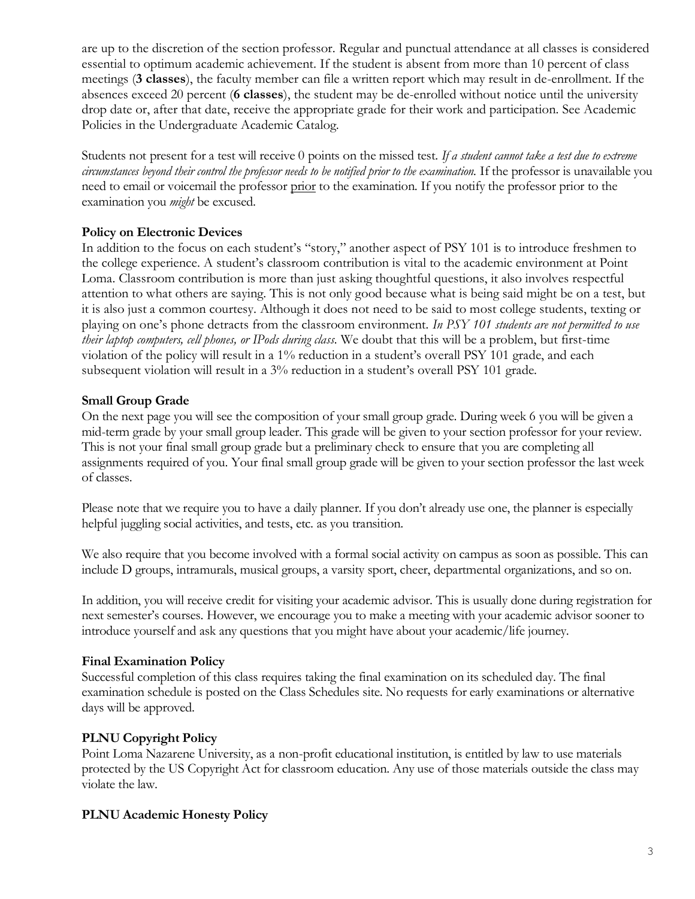are up to the discretion of the section professor. Regular and punctual attendance at all classes is considered essential to optimum academic achievement. If the student is absent from more than 10 percent of class meetings (**3 classes**), the faculty member can file a written report which may result in de-enrollment. If the absences exceed 20 percent (**6 classes**), the student may be de-enrolled without notice until the university drop date or, after that date, receive the appropriate grade for their work and participation. See Academic Policies in the Undergraduate Academic Catalog.

Students not present for a test will receive 0 points on the missed test. *If a student cannot take a test due to extreme circumstances beyond their control the professor needs to be notified prior to the examination.* If the professor is unavailable you need to email or voicemail the professor <u>prior</u> to the examination. If you notify the professor prior to the examination you *might* be excused.

**Policy on Electronic Devices**

In addition to the focus on each student's "story," another aspect of PSY 101 is to introduce freshmen to the college experience. A student's classroom contribution is vital to the academic environment at Point Loma. Classroom contribution is more than just asking thoughtful questions, it also involves respectful attention to what others are saying. This is not only good because what is being said might be on a test, but it is also just a common courtesy. Although it does not need to be said to most college students, texting or playing on one's phone detracts from the classroom environment. *In PSY 101 students are not permitted to use their laptop computers, cell phones, or IPods during class.* We doubt that this will be a problem, but first-time violation of the policy will result in a 1% reduction in a student's overall PSY 101 grade, and each subsequent violation will result in a 3% reduction in a student's overall PSY 101 grade.

**Small Group Grade**

On the next page you will see the composition of your small group grade. During week 6 you will be given a mid-term grade by your small group leader. This grade will be given to your section professor for your review. This is not your final small group grade but a preliminary check to ensure that you are completing all assignments required of you. Your final small group grade will be given to your section professor the last week of classes.

Please note that we require you to have a daily planner. If you don't already use one, the planner is especially helpful juggling social activities, and tests, etc. as you transition.

We also require that you become involved with a formal social activity on campus as soon as possible. This can include D groups, intramurals, musical groups, a varsity sport, cheer, departmental organizations, and so on.

In addition, you will receive credit for visiting your academic advisor. This is usually done during registration for next semester's courses. However, we encourage you to make a meeting with your academic advisor sooner to introduce yourself and ask any questions that you might have about your academic/life journey.

**Final Examination Policy**

Successful completion of this class requires taking the final examination on its scheduled day. The final examination schedule is posted on the Class Schedules site. No requests for early examinations or alternative days will be approved.

**PLNU Copyright Policy**

Point Loma Nazarene University, as a non-profit educational institution, is entitled by law to use materials protected by the US Copyright Act for classroom education. Any use of those materials outside the class may violate the law.

**PLNU Academic Honesty Policy**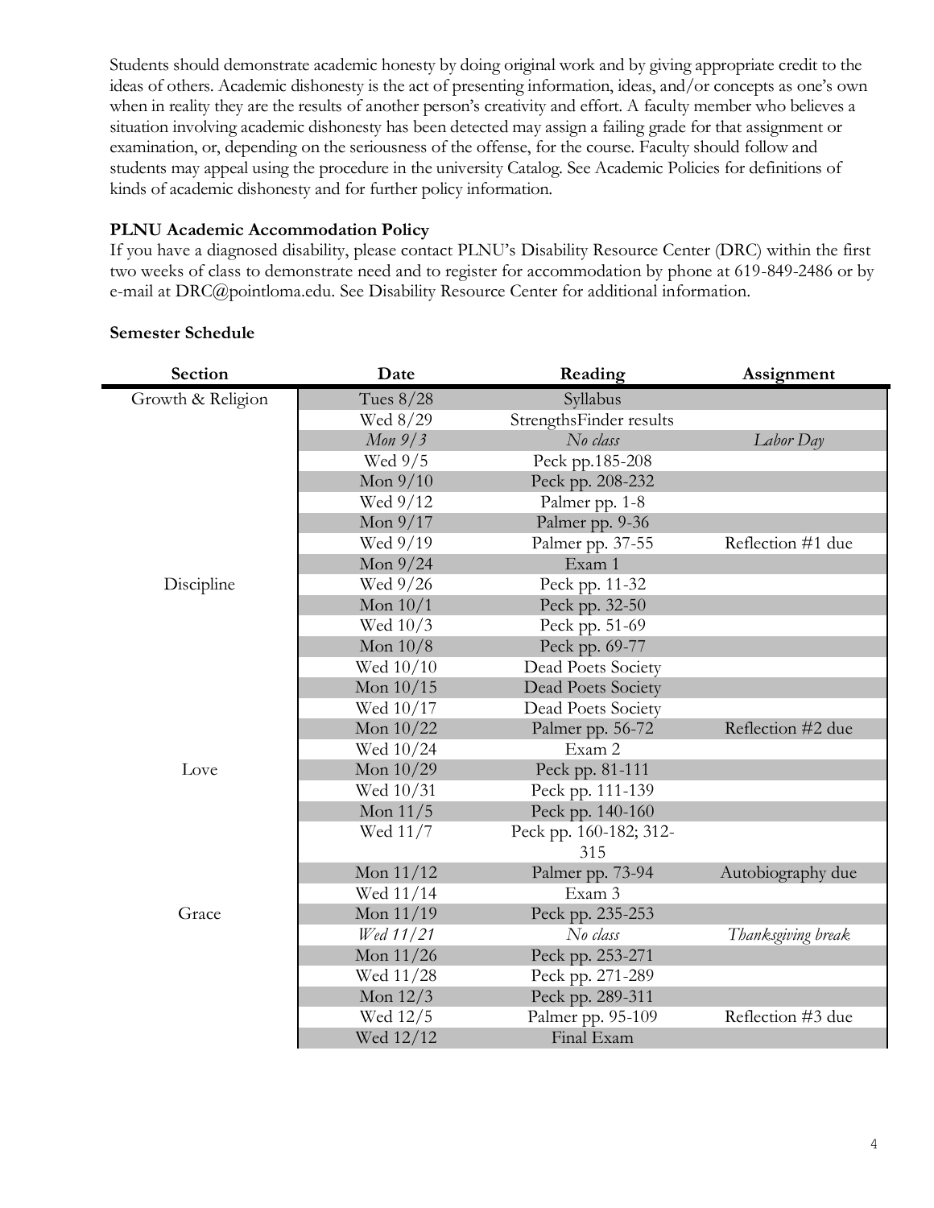Students should demonstrate academic honesty by doing original work and by giving appropriate credit to the ideas of others. Academic dishonesty is the act of presenting information, ideas, and/or concepts as one's own when in reality they are the results of another person's creativity and effort. A faculty member who believes a situation involving academic dishonesty has been detected may assign a failing grade for that assignment or examination, or, depending on the seriousness of the offense, for the course. Faculty should follow and students may appeal using the procedure in the university Catalog. See Academic Policies for definitions of kinds of academic dishonesty and for further policy information.

**PLNU Academic Accommodation Policy**

If you have a diagnosed disability, please contact PLNU's Disability Resource Center (DRC) within the first two weeks of class to demonstrate need and to register for accommodation by phone at 619-849-2486 or by e-mail at DRC@pointloma.edu. See Disability Resource Center for additional information.

**Semester Schedule**

| Section | Date | Reading | Assignment |
|---|---|---|---|
| Growth & Religion | Tues 8/28 | Syllabus | |
| | Wed 8/29 | StrengthsFinder results | |
| | *Mon 9/3* | *No class* | *Labor Day* |
| | Wed 9/5 | Peck pp.185-208 | |
| | Mon 9/10 | Peck pp. 208-232 | |
| | Wed 9/12 | Palmer pp. 1-8 | |
| | Mon 9/17 | Palmer pp. 9-36 | |
| | Wed 9/19 | Palmer pp. 37-55 | Reflection #1 due |
| | Mon 9/24 | Exam 1 | |
| Discipline | Wed 9/26 | Peck pp. 11-32 | |
| | Mon 10/1 | Peck pp. 32-50 | |
| | Wed 10/3 | Peck pp. 51-69 | |
| | Mon 10/8 | Peck pp. 69-77 | |
| | Wed 10/10 | Dead Poets Society | |
| | Mon 10/15 | Dead Poets Society | |
| | Wed 10/17 | Dead Poets Society | |
| | Mon 10/22 | Palmer pp. 56-72 | Reflection #2 due |
| | Wed 10/24 | Exam 2 | |
| Love | Mon 10/29 | Peck pp. 81-111 | |
| | Wed 10/31 | Peck pp. 111-139 | |
| | Mon 11/5 | Peck pp. 140-160 | |
| | Wed 11/7 | Peck pp. 160-182; 312-315 | |
| | Mon 11/12 | Palmer pp. 73-94 | Autobiography due |
| | Wed 11/14 | Exam 3 | |
| Grace | Mon 11/19 | Peck pp. 235-253 | |
| | *Wed 11/21* | *No class* | *Thanksgiving break* |
| | Mon 11/26 | Peck pp. 253-271 | |
| | Wed 11/28 | Peck pp. 271-289 | |
| | Mon 12/3 | Peck pp. 289-311 | |
| | Wed 12/5 | Palmer pp. 95-109 | Reflection #3 due |
| | Wed 12/12 | Final Exam | |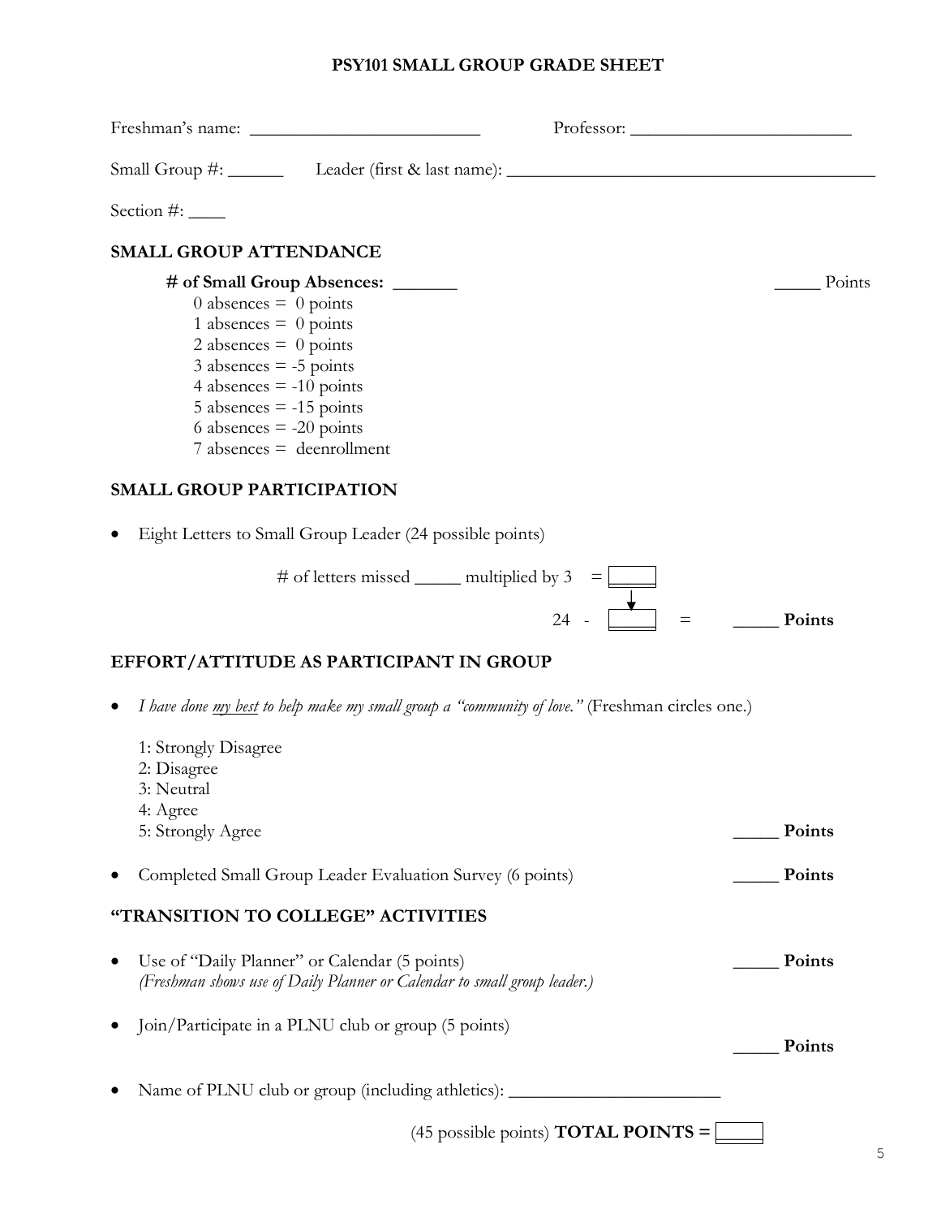# PSY101 SMALL GROUP GRADE SHEET

Freshman's name: _________________________ Professor: ________________________

Small Group #: ______ Leader (first & last name): ________________________________________

Section #: ____

## SMALL GROUP ATTENDANCE

**# of Small Group Absences: _______** _____ Points

0 absences = 0 points
1 absences = 0 points
2 absences = 0 points
3 absences = -5 points
4 absences = -10 points
5 absences = -15 points
6 absences = -20 points
7 absences = deenrollment

## SMALL GROUP PARTICIPATION

- Eight Letters to Small Group Leader (24 possible points)

  # of letters missed _____ multiplied by 3 = [____]

  24 - [____] = _____ **Points**

## EFFORT/ATTITUDE AS PARTICIPANT IN GROUP

- *I have done* ***my best*** *to help make my small group a "community of love."* (Freshman circles one.)

  1: Strongly Disagree
  2: Disagree
  3: Neutral
  4: Agree
  5: Strongly Agree _____ **Points**

- Completed Small Group Leader Evaluation Survey (6 points) _____ **Points**

## "TRANSITION TO COLLEGE" ACTIVITIES

- Use of "Daily Planner" or Calendar (5 points) _____ **Points**
  *(Freshman shows use of Daily Planner or Calendar to small group leader.)*

- Join/Participate in a PLNU club or group (5 points) _____ **Points**

- Name of PLNU club or group (including athletics): ________________________

(45 possible points) **TOTAL POINTS =** [____]